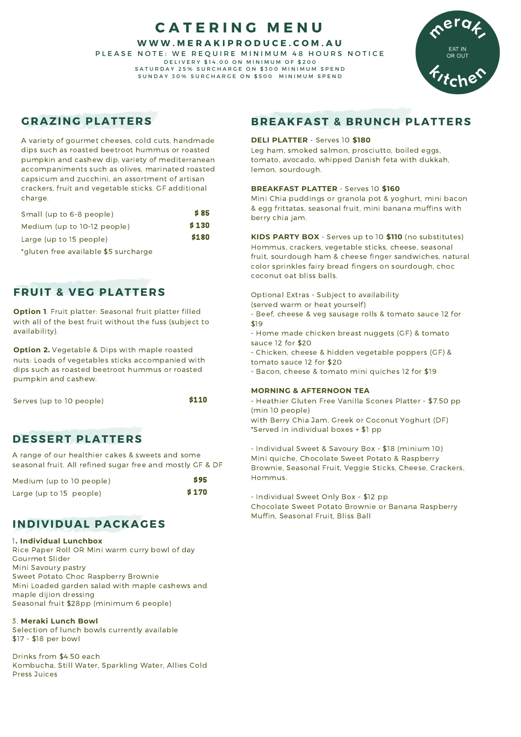# CATERING MENU

**WWW.MERAKIPRODUCE.COM.AU**

PLEASE NOTE: WE REQUIRE MINIMUM 48 HOURS NOTICE

DELIVERY $14.00 ON MINIMUM OF $200

SATURDAY 25% SURCHARGE ON $300 MINIMUM SPEND

SUNDAY 30% SURCHARGE ON $500 MINIMUM SPEND

meraki kitchen — EAT IN OR OUT

## GRAZING PLATTERS

A variety of gourmet cheeses, cold cuts, handmade dips such as roasted beetroot hummus or roasted pumpkin and cashew dip, variety of mediterranean accompaniments such as olives, marinated roasted capsicum and zucchini, an assortment of artisan crackers, fruit and vegetable sticks. GF additional charge.

| | |
|---|---|
| Small (up to 6-8 people) | **$ 85** |
| Medium (up to 10-12 people) | **$ 130** |
| Large (up to 15 people) | **$180** |

*gluten free available $5 surcharge

## FRUIT & VEG PLATTERS

**Option 1**. Fruit platter: Seasonal fruit platter filled with all of the best fruit without the fuss (subject to availability).

**Option 2.** Vegetable & Dips with maple roasted nuts: Loads of vegetables sticks accompanied with dips such as roasted beetroot hummus or roasted pumpkin and cashew.

| | |
|---|---|
| Serves (up to 10 people) | **$110** |

## DESSERT PLATTERS

A range of our healthier cakes & sweets and some seasonal fruit. All refined sugar free and mostly GF & DF

| | |
|---|---|
| Medium (up to 10 people) | **$95** |
| Large (up to 15 people) | **$ 170** |

## INDIVIDUAL PACKAGES

1**. Individual Lunchbox**
Rice Paper Roll OR Mini warm curry bowl of day
Gourmet Slider
Mini Savoury pastry
Sweet Potato Choc Raspberry Brownie
Mini Loaded garden salad with maple cashews and maple dijion dressing
Seasonal fruit $28pp (minimum 6 people)

3. **Meraki Lunch Bowl**
Selection of lunch bowls currently available
$17 - $18 per bowl

Drinks from $4.50 each
Kombucha, Still Water, Sparkling Water, Allies Cold Press Juices

## BREAKFAST & BRUNCH PLATTERS

**DELI PLATTER** - Serves 10 **$180**
Leg ham, smoked salmon, prosciutto, boiled eggs, tomato, avocado, whipped Danish feta with dukkah, lemon, sourdough.

**BREAKFAST PLATTER** - Serves 10 **$160**
Mini Chia puddings or granola pot & yoghurt, mini bacon & egg frittatas, seasonal fruit, mini banana muffins with berry chia jam.

**KIDS PARTY BOX** - Serves up to 10 **$110** (no substitutes)
Hommus, crackers, vegetable sticks, cheese, seasonal fruit, sourdough ham & cheese finger sandwiches, natural color sprinkles fairy bread fingers on sourdough, choc coconut oat bliss balls.

Optional Extras - Subject to availability
(served warm or heat yourself)
- Beef, cheese & veg sausage rolls & tomato sauce 12 for $19
- Home made chicken breast nuggets (GF) & tomato sauce 12 for $20
- Chicken, cheese & hidden vegetable poppers (GF) & tomato sauce 12 for $20
- Bacon, cheese & tomato mini quiches 12 for $19

**MORNING & AFTERNOON TEA**

- Heathier Gluten Free Vanilla Scones Platter - $7.50 pp (min 10 people)
with Berry Chia Jam, Greek or Coconut Yoghurt (DF)
*Served in individual boxes + $1 pp

- Individual Sweet & Savoury Box - $18 (minium 10)
Mini quiche, Chocolate Sweet Potato & Raspberry Brownie, Seasonal Fruit, Veggie Sticks, Cheese, Crackers, Hommus.

- Individual Sweet Only Box - $12 pp
Chocolate Sweet Potato Brownie or Banana Raspberry Muffin, Seasonal Fruit, Bliss Ball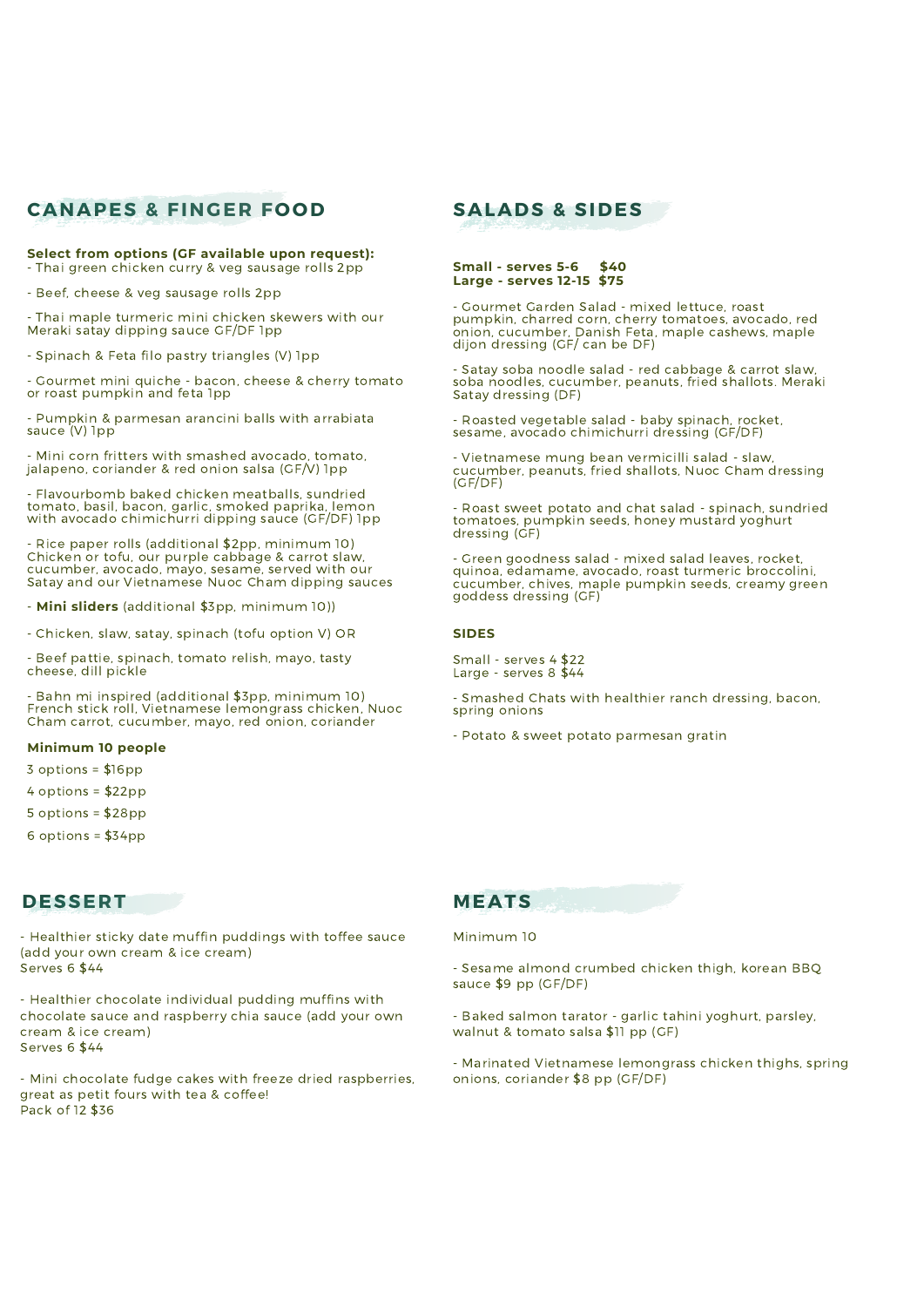## CANAPES & FINGER FOOD

**Select from options (GF available upon request):**

- Thai green chicken curry & veg sausage rolls 2pp
- Beef, cheese & veg sausage rolls 2pp
- Thai maple turmeric mini chicken skewers with our Meraki satay dipping sauce GF/DF 1pp
- Spinach & Feta filo pastry triangles (V) 1pp
- Gourmet mini quiche - bacon, cheese & cherry tomato or roast pumpkin and feta 1pp
- Pumpkin & parmesan arancini balls with arrabiata sauce (V) 1pp
- Mini corn fritters with smashed avocado, tomato, jalapeno, coriander & red onion salsa (GF/V) 1pp
- Flavourbomb baked chicken meatballs, sundried tomato, basil, bacon, garlic, smoked paprika, lemon with avocado chimichurri dipping sauce (GF/DF) 1pp
- Rice paper rolls (additional $2pp, minimum 10) Chicken or tofu, our purple cabbage & carrot slaw, cucumber, avocado, mayo, sesame, served with our Satay and our Vietnamese Nuoc Cham dipping sauces
- **Mini sliders** (additional $3pp, minimum 10))
- Chicken, slaw, satay, spinach (tofu option V) OR
- Beef pattie, spinach, tomato relish, mayo, tasty cheese, dill pickle
- Bahn mi inspired (additional $3pp, minimum 10) French stick roll, Vietnamese lemongrass chicken, Nuoc Cham carrot, cucumber, mayo, red onion, coriander

**Minimum 10 people**

3 options = $16pp

4 options = $22pp

5 options = $28pp

6 options = $34pp

## SALADS & SIDES

**Small - serves 5-6 $40**
**Large - serves 12-15 $75**

- Gourmet Garden Salad - mixed lettuce, roast pumpkin, charred corn, cherry tomatoes, avocado, red onion, cucumber, Danish Feta, maple cashews, maple dijon dressing (GF/ can be DF)
- Satay soba noodle salad - red cabbage & carrot slaw, soba noodles, cucumber, peanuts, fried shallots. Meraki Satay dressing (DF)
- Roasted vegetable salad - baby spinach, rocket, sesame, avocado chimichurri dressing (GF/DF)
- Vietnamese mung bean vermicilli salad - slaw, cucumber, peanuts, fried shallots, Nuoc Cham dressing (GF/DF)
- Roast sweet potato and chat salad - spinach, sundried tomatoes, pumpkin seeds, honey mustard yoghurt dressing (GF)
- Green goodness salad - mixed salad leaves, rocket, quinoa, edamame, avocado, roast turmeric broccolini, cucumber, chives, maple pumpkin seeds, creamy green goddess dressing (GF)

**SIDES**

Small - serves 4 $22
Large - serves 8 $44

- Smashed Chats with healthier ranch dressing, bacon, spring onions
- Potato & sweet potato parmesan gratin

## DESSERT

- Healthier sticky date muffin puddings with toffee sauce (add your own cream & ice cream)
Serves 6 $44

- Healthier chocolate individual pudding muffins with chocolate sauce and raspberry chia sauce (add your own cream & ice cream)
Serves 6 $44

- Mini chocolate fudge cakes with freeze dried raspberries, great as petit fours with tea & coffee!
Pack of 12 $36

## MEATS

Minimum 10

- Sesame almond crumbed chicken thigh, korean BBQ sauce $9 pp (GF/DF)
- Baked salmon tarator - garlic tahini yoghurt, parsley, walnut & tomato salsa $11 pp (GF)
- Marinated Vietnamese lemongrass chicken thighs, spring onions, coriander $8 pp (GF/DF)